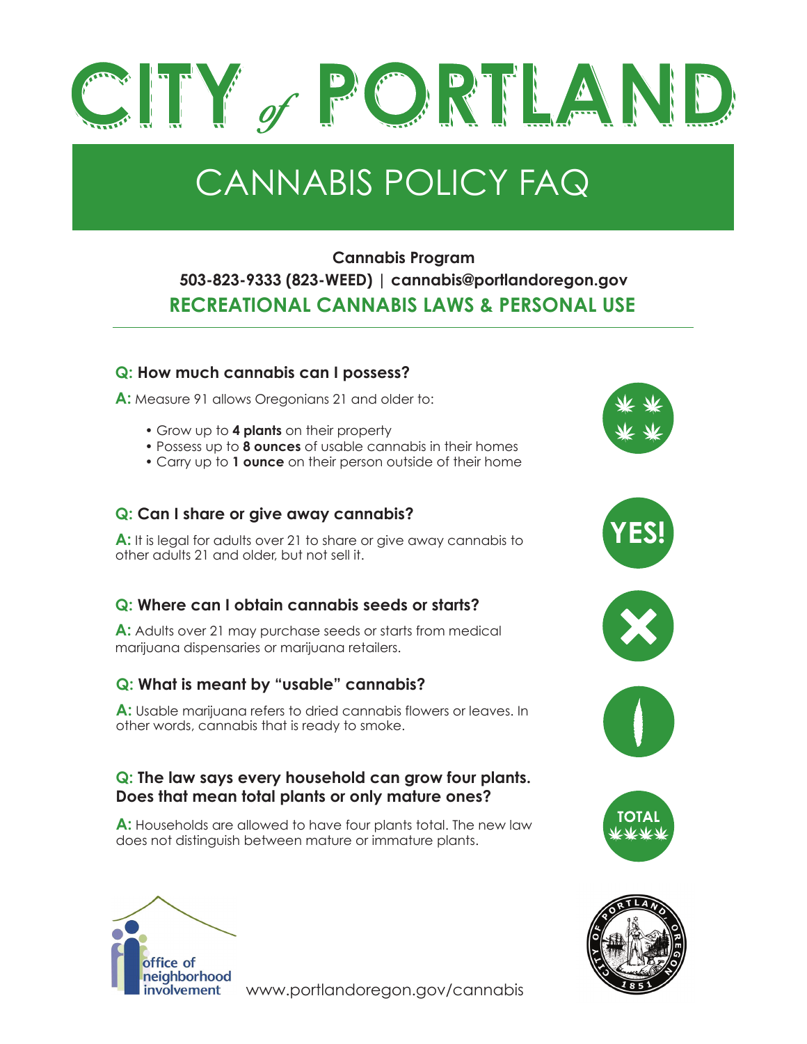# CITY of PORTLAND

## CANNABIS POLICY FAQ

**Cannabis Program**

**503-823-9333 (823-WEED) | cannabis@portlandoregon.gov**

## RECREATIONAL CANNABIS LAWS & PERSONAL USE

---

### Q: How much cannabis can I possess?

**A:** Measure 91 allows Oregonians 21 and older to:

- Grow up to **4 plants** on their property
- Possess up to **8 ounces** of usable cannabis in their homes
- Carry up to **1 ounce** on their person outside of their home

### Q: Can I share or give away cannabis?

**A:** It is legal for adults over 21 to share or give away cannabis to other adults 21 and older, but not sell it.

YES!

### Q: Where can I obtain cannabis seeds or starts?

**A:** Adults over 21 may purchase seeds or starts from medical marijuana dispensaries or marijuana retailers.

### Q: What is meant by "usable" cannabis?

**A:** Usable marijuana refers to dried cannabis flowers or leaves. In other words, cannabis that is ready to smoke.

### Q: The law says every household can grow four plants. Does that mean total plants or only mature ones?

**A:** Households are allowed to have four plants total. The new law does not distinguish between mature or immature plants.

TOTAL

office of neighborhood involvement

www.portlandoregon.gov/cannabis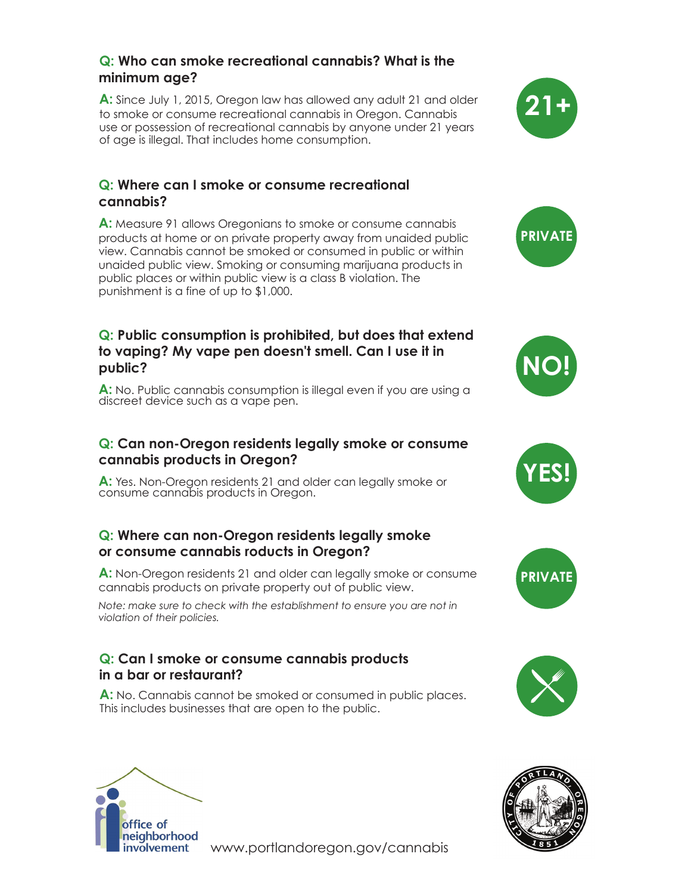**Q: Who can smoke recreational cannabis? What is the minimum age?**

**A:** Since July 1, 2015, Oregon law has allowed any adult 21 and older to smoke or consume recreational cannabis in Oregon. Cannabis use or possession of recreational cannabis by anyone under 21 years of age is illegal. That includes home consumption.

21+

**Q: Where can I smoke or consume recreational cannabis?**

**A:** Measure 91 allows Oregonians to smoke or consume cannabis products at home or on private property away from unaided public view. Cannabis cannot be smoked or consumed in public or within unaided public view. Smoking or consuming marijuana products in public places or within public view is a class B violation. The punishment is a fine of up to $1,000.

PRIVATE

**Q: Public consumption is prohibited, but does that extend to vaping? My vape pen doesn't smell. Can I use it in public?**

**A:** No. Public cannabis consumption is illegal even if you are using a discreet device such as a vape pen.

NO!

**Q: Can non-Oregon residents legally smoke or consume cannabis products in Oregon?**

**A:** Yes. Non-Oregon residents 21 and older can legally smoke or consume cannabis products in Oregon.

YES!

**Q: Where can non-Oregon residents legally smoke or consume cannabis roducts in Oregon?**

**A:** Non-Oregon residents 21 and older can legally smoke or consume cannabis products on private property out of public view.

*Note: make sure to check with the establishment to ensure you are not in violation of their policies.*

PRIVATE

**Q: Can I smoke or consume cannabis products in a bar or restaurant?**

**A:** No. Cannabis cannot be smoked or consumed in public places. This includes businesses that are open to the public.

office of neighborhood involvement

www.portlandoregon.gov/cannabis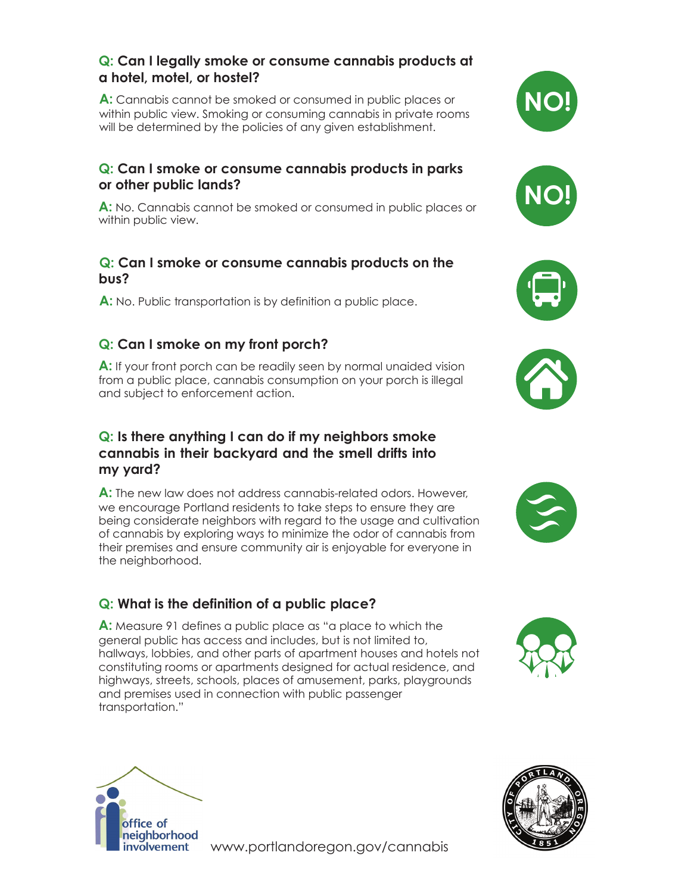**Q: Can I legally smoke or consume cannabis products at a hotel, motel, or hostel?**

**A:** Cannabis cannot be smoked or consumed in public places or within public view. Smoking or consuming cannabis in private rooms will be determined by the policies of any given establishment.

NO!

**Q: Can I smoke or consume cannabis products in parks or other public lands?**

**A:** No. Cannabis cannot be smoked or consumed in public places or within public view.

NO!

**Q: Can I smoke or consume cannabis products on the bus?**

**A:** No. Public transportation is by definition a public place.

**Q: Can I smoke on my front porch?**

**A:** If your front porch can be readily seen by normal unaided vision from a public place, cannabis consumption on your porch is illegal and subject to enforcement action.

**Q: Is there anything I can do if my neighbors smoke cannabis in their backyard and the smell drifts into my yard?**

**A:** The new law does not address cannabis-related odors. However, we encourage Portland residents to take steps to ensure they are being considerate neighbors with regard to the usage and cultivation of cannabis by exploring ways to minimize the odor of cannabis from their premises and ensure community air is enjoyable for everyone in the neighborhood.

**Q: What is the definition of a public place?**

**A:** Measure 91 defines a public place as "a place to which the general public has access and includes, but is not limited to, hallways, lobbies, and other parts of apartment houses and hotels not constituting rooms or apartments designed for actual residence, and highways, streets, schools, places of amusement, parks, playgrounds and premises used in connection with public passenger transportation."

office of neighborhood involvement

www.portlandoregon.gov/cannabis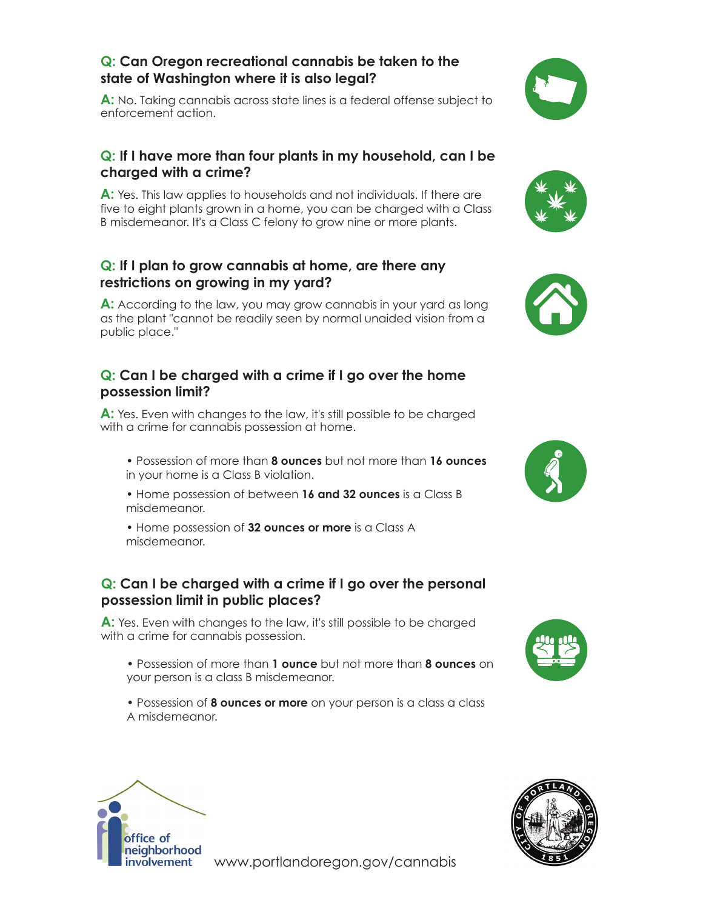**Q: Can Oregon recreational cannabis be taken to the state of Washington where it is also legal?**

**A:** No. Taking cannabis across state lines is a federal offense subject to enforcement action.

**Q: If I have more than four plants in my household, can I be charged with a crime?**

**A:** Yes. This law applies to households and not individuals. If there are five to eight plants grown in a home, you can be charged with a Class B misdemeanor. It's a Class C felony to grow nine or more plants.

**Q: If I plan to grow cannabis at home, are there any restrictions on growing in my yard?**

**A:** According to the law, you may grow cannabis in your yard as long as the plant "cannot be readily seen by normal unaided vision from a public place."

**Q: Can I be charged with a crime if I go over the home possession limit?**

**A:** Yes. Even with changes to the law, it's still possible to be charged with a crime for cannabis possession at home.

- Possession of more than **8 ounces** but not more than **16 ounces** in your home is a Class B violation.
- Home possession of between **16 and 32 ounces** is a Class B misdemeanor.
- Home possession of **32 ounces or more** is a Class A misdemeanor.

**Q: Can I be charged with a crime if I go over the personal possession limit in public places?**

**A:** Yes. Even with changes to the law, it's still possible to be charged with a crime for cannabis possession.

- Possession of more than **1 ounce** but not more than **8 ounces** on your person is a class B misdemeanor.
- Possession of **8 ounces or more** on your person is a class a class A misdemeanor.

office of neighborhood involvement

www.portlandoregon.gov/cannabis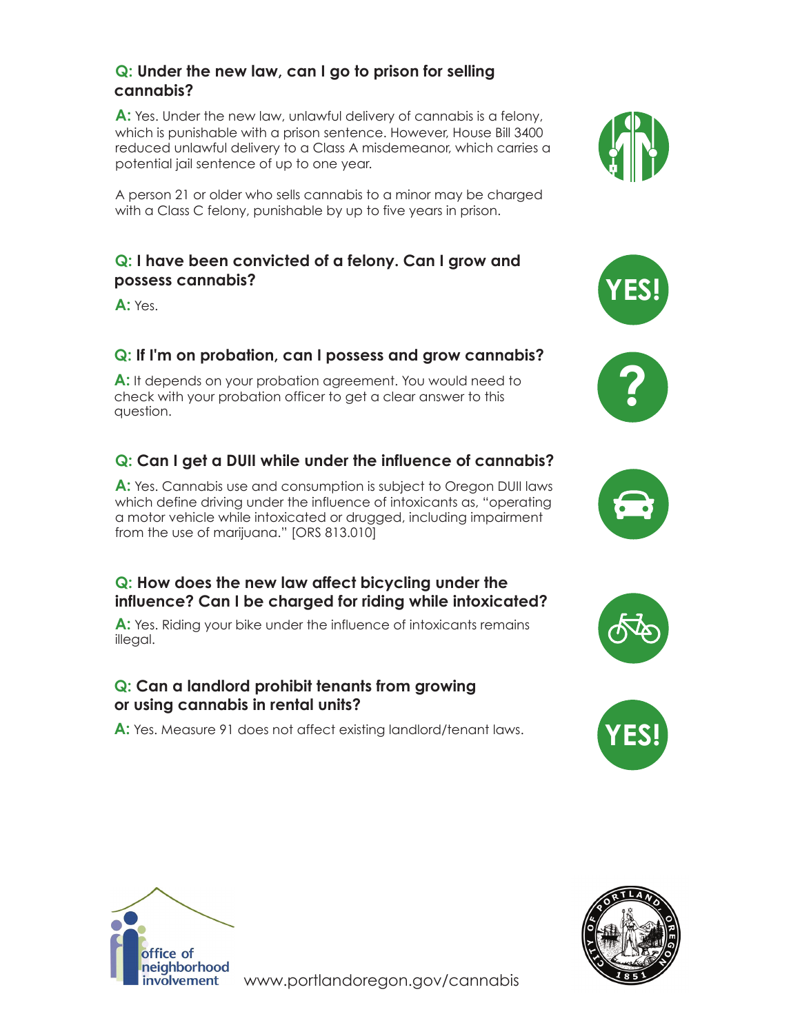**Q: Under the new law, can I go to prison for selling cannabis?**

**A:** Yes. Under the new law, unlawful delivery of cannabis is a felony, which is punishable with a prison sentence. However, House Bill 3400 reduced unlawful delivery to a Class A misdemeanor, which carries a potential jail sentence of up to one year.

A person 21 or older who sells cannabis to a minor may be charged with a Class C felony, punishable by up to five years in prison.

**Q: I have been convicted of a felony. Can I grow and possess cannabis?**

**A:** Yes.

**Q: If I'm on probation, can I possess and grow cannabis?**

**A:** It depends on your probation agreement. You would need to check with your probation officer to get a clear answer to this question.

**Q: Can I get a DUII while under the influence of cannabis?**

**A:** Yes. Cannabis use and consumption is subject to Oregon DUII laws which define driving under the influence of intoxicants as, "operating a motor vehicle while intoxicated or drugged, including impairment from the use of marijuana." [ORS 813.010]

**Q: How does the new law affect bicycling under the influence? Can I be charged for riding while intoxicated?**

**A:** Yes. Riding your bike under the influence of intoxicants remains illegal.

**Q: Can a landlord prohibit tenants from growing or using cannabis in rental units?**

**A:** Yes. Measure 91 does not affect existing landlord/tenant laws.

office of neighborhood involvement

www.portlandoregon.gov/cannabis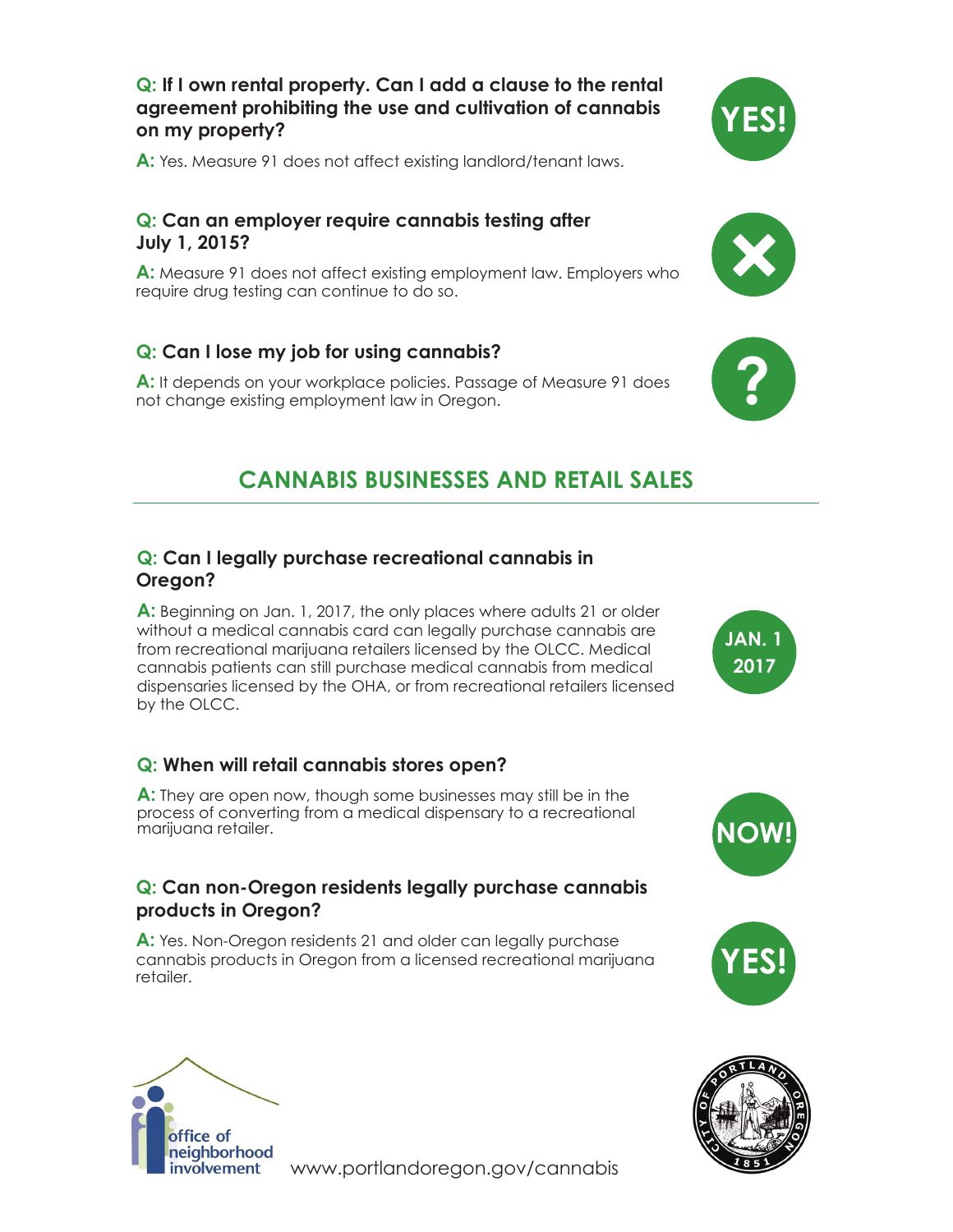**Q: If I own rental property. Can I add a clause to the rental agreement prohibiting the use and cultivation of cannabis on my property?**

**A:** Yes. Measure 91 does not affect existing landlord/tenant laws.

YES!

**Q: Can an employer require cannabis testing after July 1, 2015?**

**A:** Measure 91 does not affect existing employment law. Employers who require drug testing can continue to do so.

**Q: Can I lose my job for using cannabis?**

**A:** It depends on your workplace policies. Passage of Measure 91 does not change existing employment law in Oregon.

?

## CANNABIS BUSINESSES AND RETAIL SALES

**Q: Can I legally purchase recreational cannabis in Oregon?**

**A:** Beginning on Jan. 1, 2017, the only places where adults 21 or older without a medical cannabis card can legally purchase cannabis are from recreational marijuana retailers licensed by the OLCC. Medical cannabis patients can still purchase medical cannabis from medical dispensaries licensed by the OHA, or from recreational retailers licensed by the OLCC.

JAN. 1 2017

**Q: When will retail cannabis stores open?**

**A:** They are open now, though some businesses may still be in the process of converting from a medical dispensary to a recreational marijuana retailer.

NOW!

**Q: Can non-Oregon residents legally purchase cannabis products in Oregon?**

**A:** Yes. Non-Oregon residents 21 and older can legally purchase cannabis products in Oregon from a licensed recreational marijuana retailer.

YES!

office of neighborhood involvement

www.portlandoregon.gov/cannabis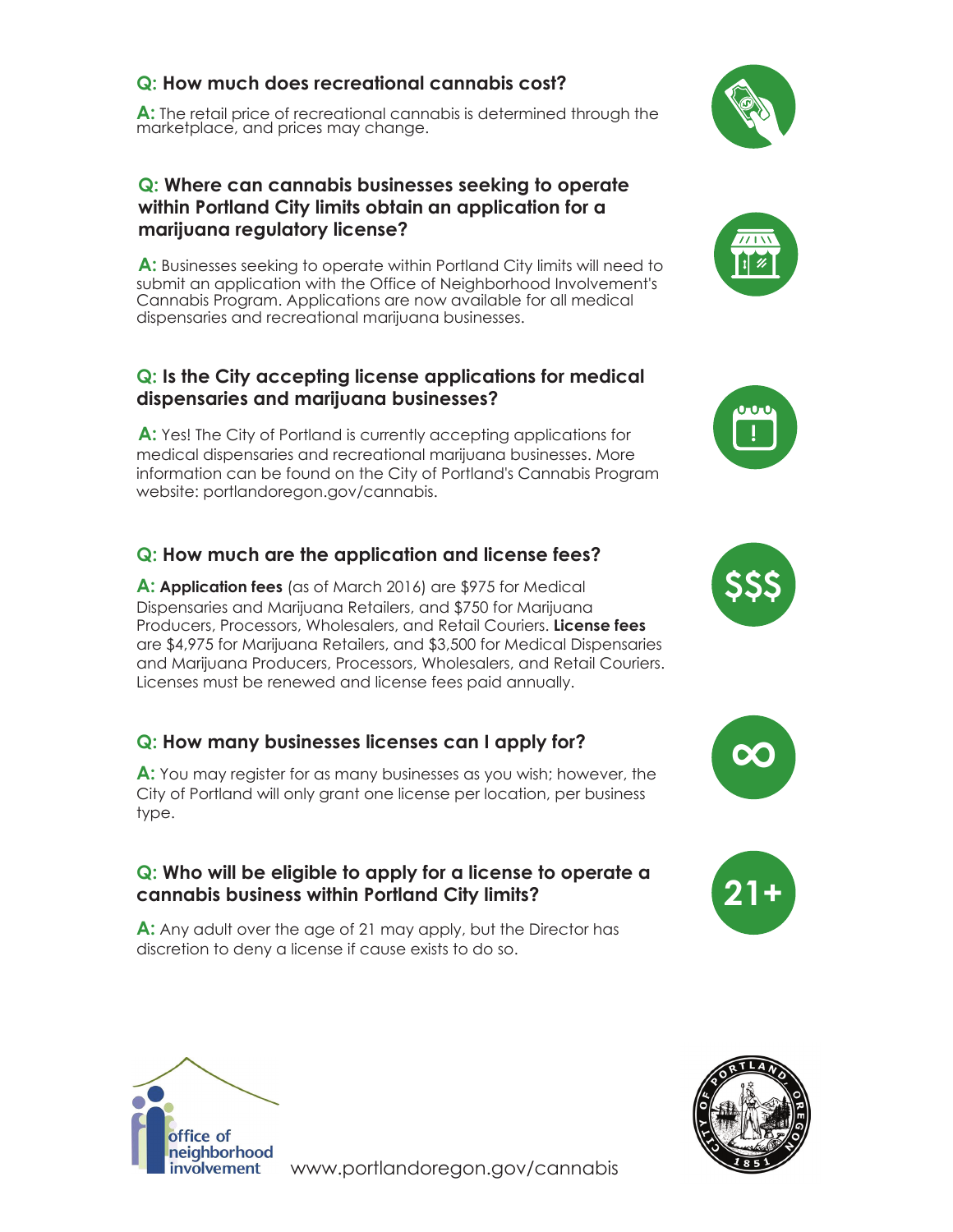### Q: How much does recreational cannabis cost?

**A:** The retail price of recreational cannabis is determined through the marketplace, and prices may change.

### Q: Where can cannabis businesses seeking to operate within Portland City limits obtain an application for a marijuana regulatory license?

**A:** Businesses seeking to operate within Portland City limits will need to submit an application with the Office of Neighborhood Involvement's Cannabis Program. Applications are now available for all medical dispensaries and recreational marijuana businesses.

### Q: Is the City accepting license applications for medical dispensaries and marijuana businesses?

**A:** Yes! The City of Portland is currently accepting applications for medical dispensaries and recreational marijuana businesses. More information can be found on the City of Portland's Cannabis Program website: portlandoregon.gov/cannabis.

### Q: How much are the application and license fees?

**A:** **Application fees** (as of March 2016) are $975 for Medical Dispensaries and Marijuana Retailers, and $750 for Marijuana Producers, Processors, Wholesalers, and Retail Couriers. **License fees** are $4,975 for Marijuana Retailers, and $3,500 for Medical Dispensaries and Marijuana Producers, Processors, Wholesalers, and Retail Couriers. Licenses must be renewed and license fees paid annually.

### Q: How many businesses licenses can I apply for?

**A:** You may register for as many businesses as you wish; however, the City of Portland will only grant one license per location, per business type.

### Q: Who will be eligible to apply for a license to operate a cannabis business within Portland City limits?

**A:** Any adult over the age of 21 may apply, but the Director has discretion to deny a license if cause exists to do so.

office of neighborhood involvement

www.portlandoregon.gov/cannabis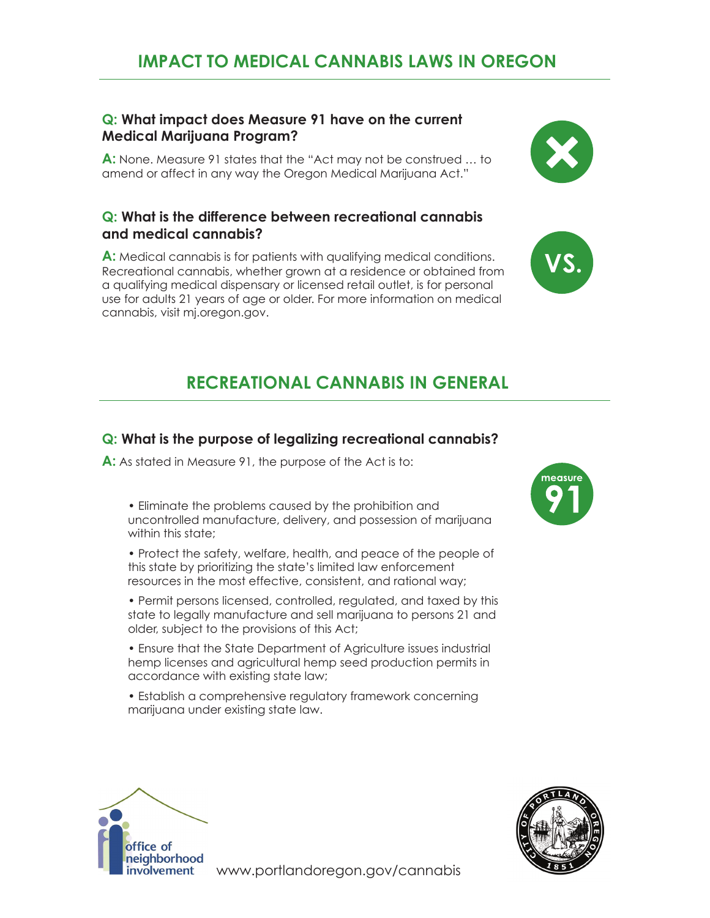## IMPACT TO MEDICAL CANNABIS LAWS IN OREGON

**Q: What impact does Measure 91 have on the current Medical Marijuana Program?**

**A:** None. Measure 91 states that the "Act may not be construed ... to amend or affect in any way the Oregon Medical Marijuana Act."

**Q: What is the difference between recreational cannabis and medical cannabis?**

**A:** Medical cannabis is for patients with qualifying medical conditions. Recreational cannabis, whether grown at a residence or obtained from a qualifying medical dispensary or licensed retail outlet, is for personal use for adults 21 years of age or older. For more information on medical cannabis, visit mj.oregon.gov.

## RECREATIONAL CANNABIS IN GENERAL

**Q: What is the purpose of legalizing recreational cannabis?**

**A:** As stated in Measure 91, the purpose of the Act is to:

- Eliminate the problems caused by the prohibition and uncontrolled manufacture, delivery, and possession of marijuana within this state;
- Protect the safety, welfare, health, and peace of the people of this state by prioritizing the state's limited law enforcement resources in the most effective, consistent, and rational way;
- Permit persons licensed, controlled, regulated, and taxed by this state to legally manufacture and sell marijuana to persons 21 and older, subject to the provisions of this Act;
- Ensure that the State Department of Agriculture issues industrial hemp licenses and agricultural hemp seed production permits in accordance with existing state law;
- Establish a comprehensive regulatory framework concerning marijuana under existing state law.

office of neighborhood involvement

www.portlandoregon.gov/cannabis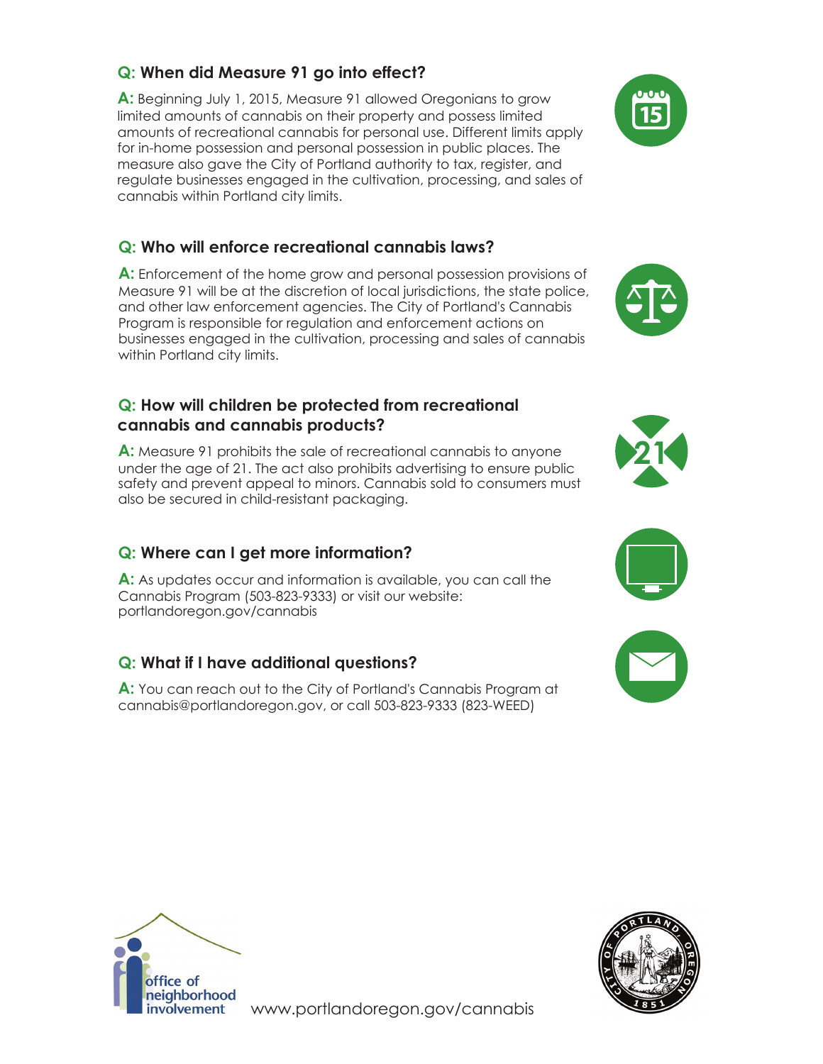### Q: When did Measure 91 go into effect?

**A:** Beginning July 1, 2015, Measure 91 allowed Oregonians to grow limited amounts of cannabis on their property and possess limited amounts of recreational cannabis for personal use. Different limits apply for in-home possession and personal possession in public places. The measure also gave the City of Portland authority to tax, register, and regulate businesses engaged in the cultivation, processing, and sales of cannabis within Portland city limits.

### Q: Who will enforce recreational cannabis laws?

**A:** Enforcement of the home grow and personal possession provisions of Measure 91 will be at the discretion of local jurisdictions, the state police, and other law enforcement agencies. The City of Portland's Cannabis Program is responsible for regulation and enforcement actions on businesses engaged in the cultivation, processing and sales of cannabis within Portland city limits.

### Q: How will children be protected from recreational cannabis and cannabis products?

**A:** Measure 91 prohibits the sale of recreational cannabis to anyone under the age of 21. The act also prohibits advertising to ensure public safety and prevent appeal to minors. Cannabis sold to consumers must also be secured in child-resistant packaging.

### Q: Where can I get more information?

**A:** As updates occur and information is available, you can call the Cannabis Program (503-823-9333) or visit our website: portlandoregon.gov/cannabis

### Q: What if I have additional questions?

**A:** You can reach out to the City of Portland's Cannabis Program at cannabis@portlandoregon.gov, or call 503-823-9333 (823-WEED)

office of neighborhood involvement

www.portlandoregon.gov/cannabis